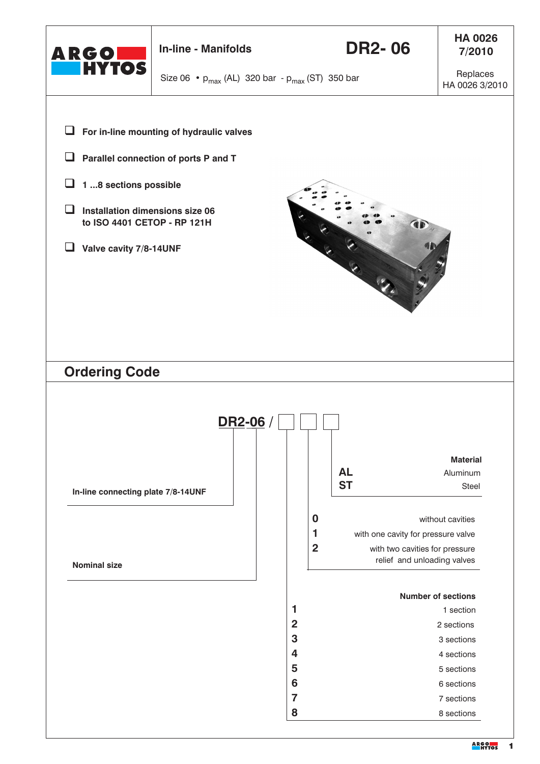# In-line - Manifolds

## DR2- 06

**HA 0026 7/2010**

Replaces HA 0026 3/2010

Size 06 • $p_{max}$ (AL) 320 bar - $p_{max}$ (ST) 350 bar

- For in-line mounting of hydraulic valves
- Parallel connection of ports P and T
- 1 ...8 sections possible
- Installation dimensions size 06 to ISO 4401 CETOP - RP 121H
- Valve cavity 7/8-14UNF

## Ordering Code

**DR2-06 / □ □ □**

**DR2**: In-line connecting plate 7/8-14UNF

**06**: Nominal size

**Material**

| Code | Material |
|---|---|
| AL | Aluminum |
| ST | Steel |

| Code | Cavities |
|---|---|
| 0 | without cavities |
| 1 | with one cavity for pressure valve |
| 2 | with two cavities for pressure relief and unloading valves |

**Number of sections**

| Code | Number of sections |
|---|---|
| 1 | 1 section |
| 2 | 2 sections |
| 3 | 3 sections |
| 4 | 4 sections |
| 5 | 5 sections |
| 6 | 6 sections |
| 7 | 7 sections |
| 8 | 8 sections |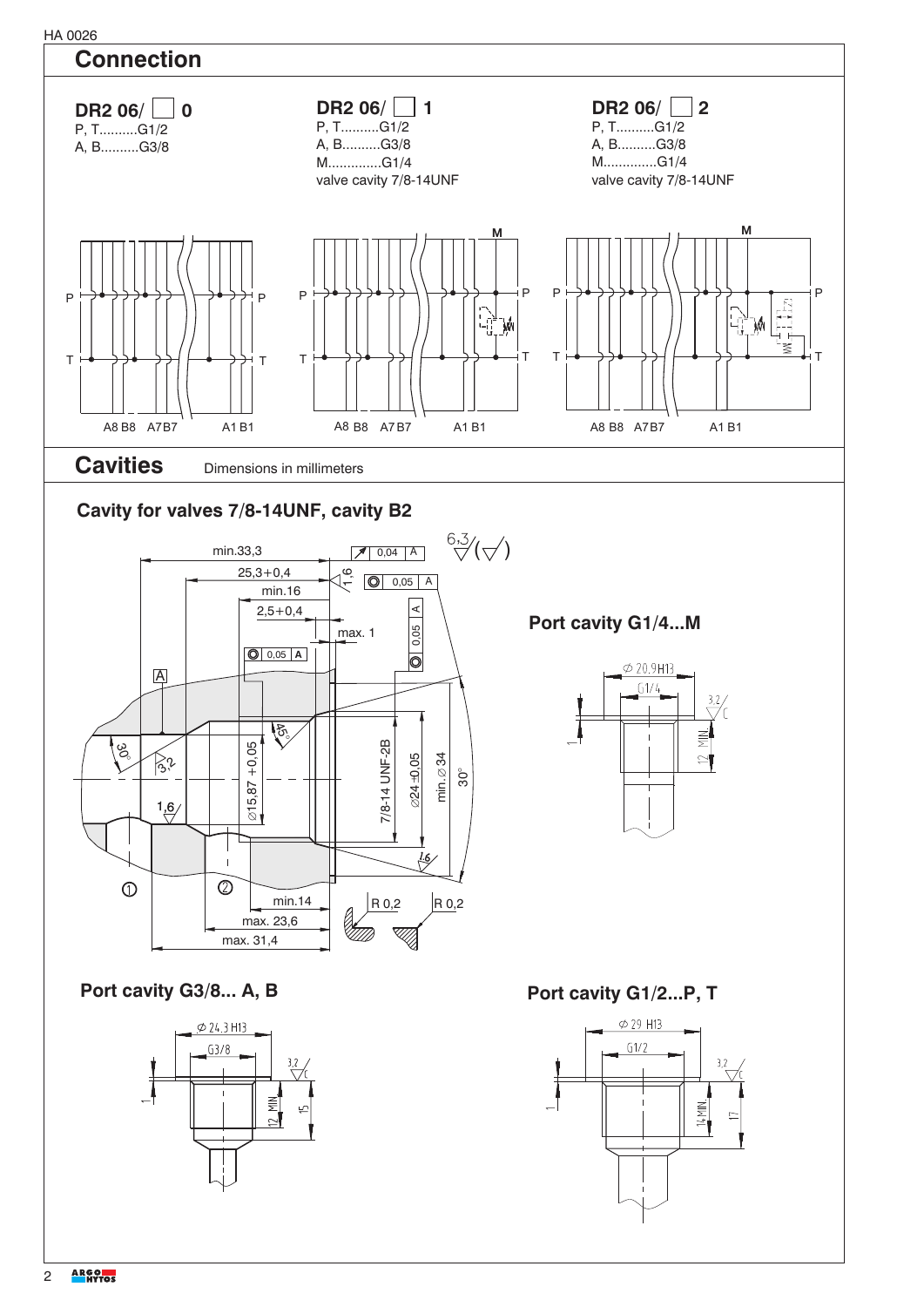## Connection

**DR2 06/ ☐ 0**
P, T..........G1/2
A, B..........G3/8

**DR2 06/ ☐ 1**
P, T..........G1/2
A, B..........G3/8
M..............G1/4
valve cavity 7/8-14UNF

**DR2 06/ ☐ 2**
P, T..........G1/2
A, B..........G3/8
M..............G1/4
valve cavity 7/8-14UNF

## Cavities

Dimensions in millimeters

### Cavity for valves 7/8-14UNF, cavity B2

### Port cavity G1/4...M

### Port cavity G3/8... A, B

### Port cavity G1/2...P, T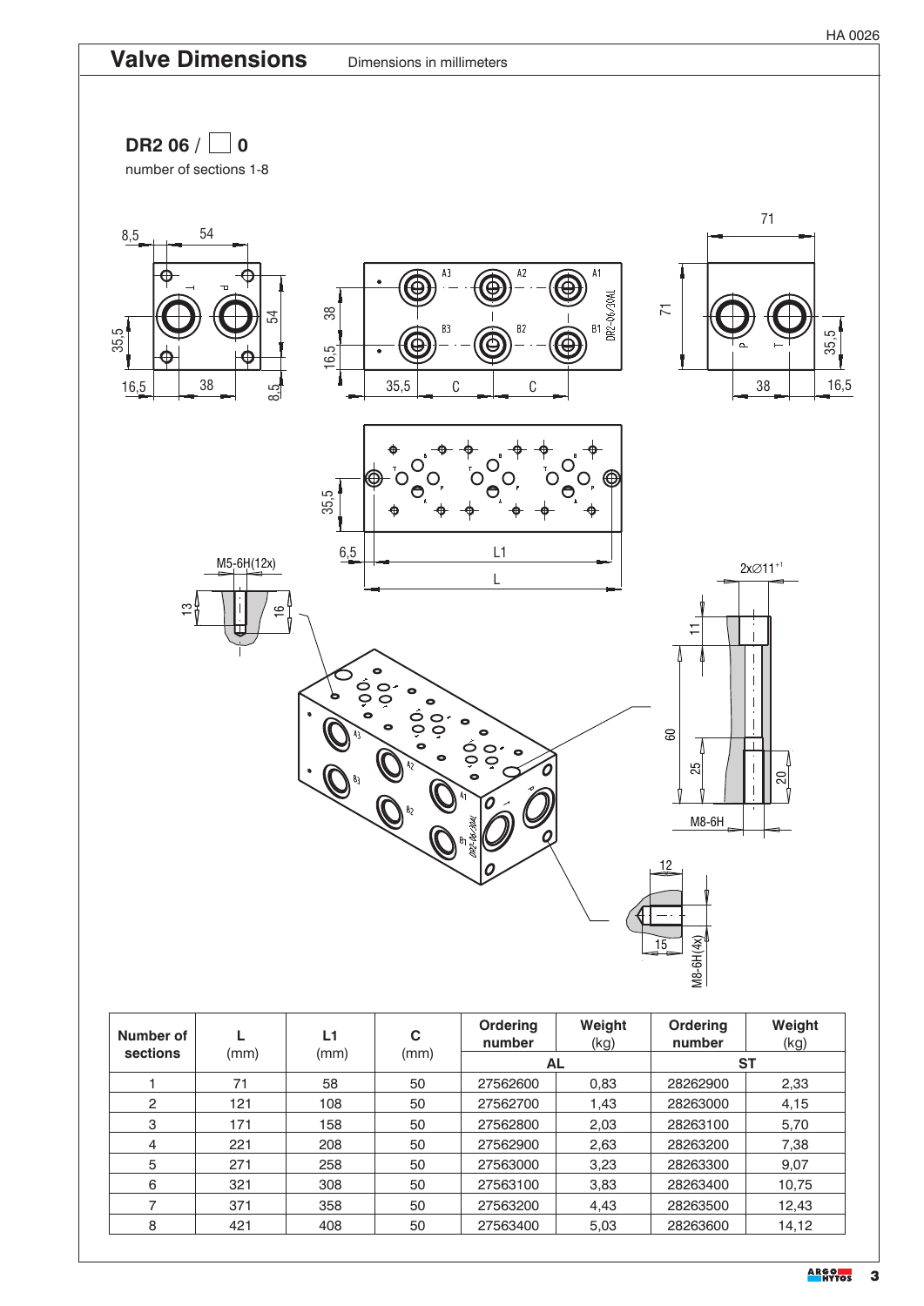## Valve Dimensions

Dimensions in millimeters

### DR2 06 / ☐ 0

number of sections 1-8

| Number of sections | L (mm) | L1 (mm) | C (mm) | Ordering number | Weight (kg) | Ordering number | Weight (kg) |
|---|---|---|---|---|---|---|---|
| | | | | AL | | ST | |
| 1 | 71 | 58 | 50 | 27562600 | 0,83 | 28262900 | 2,33 |
| 2 | 121 | 108 | 50 | 27562700 | 1,43 | 28263000 | 4,15 |
| 3 | 171 | 158 | 50 | 27562800 | 2,03 | 28263100 | 5,70 |
| 4 | 221 | 208 | 50 | 27562900 | 2,63 | 28263200 | 7,38 |
| 5 | 271 | 258 | 50 | 27563000 | 3,23 | 28263300 | 9,07 |
| 6 | 321 | 308 | 50 | 27563100 | 3,83 | 28263400 | 10,75 |
| 7 | 371 | 358 | 50 | 27563200 | 4,43 | 28263500 | 12,43 |
| 8 | 421 | 408 | 50 | 27563400 | 5,03 | 28263600 | 14,12 |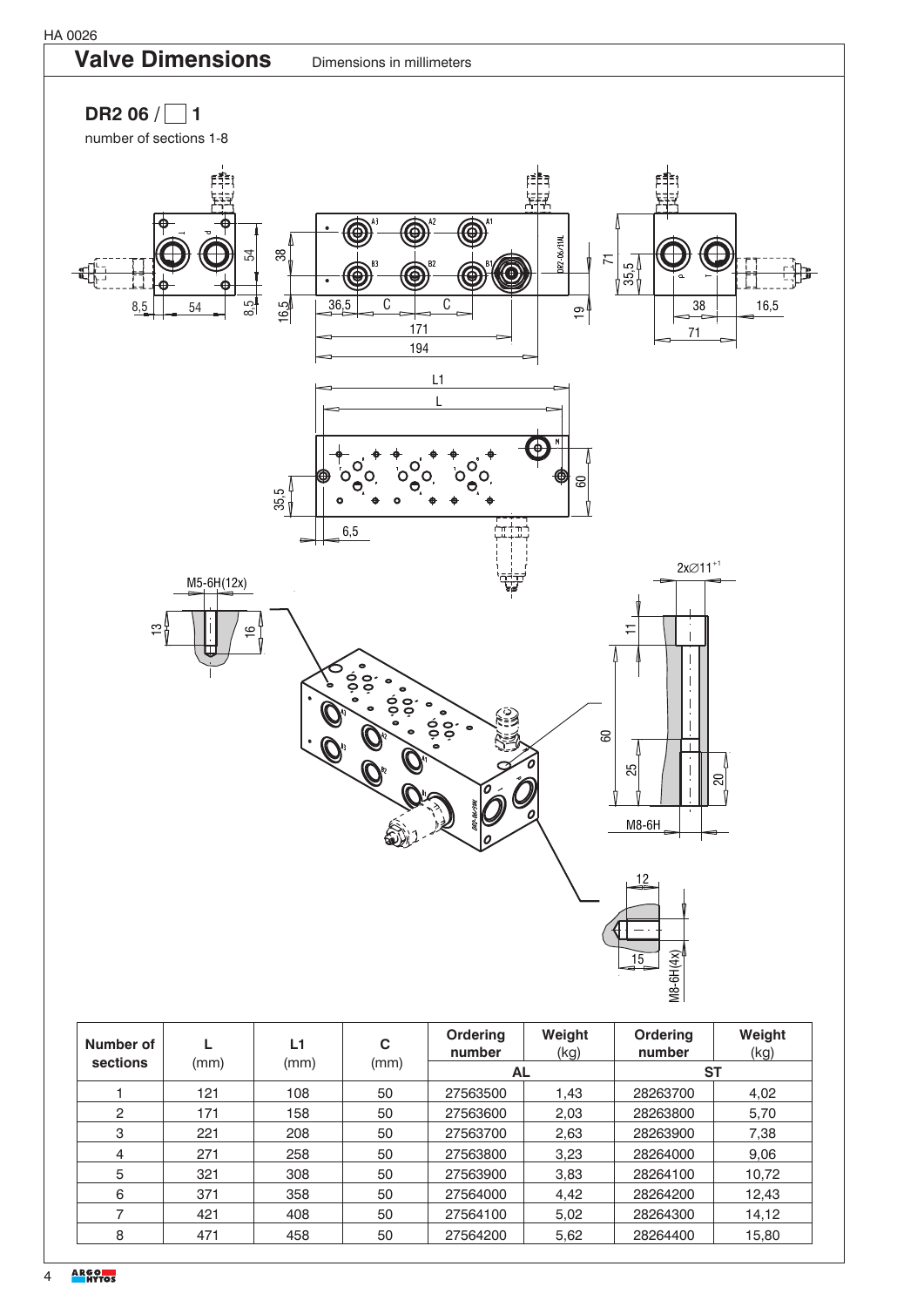## Valve Dimensions

Dimensions in millimeters

**DR2 06 / ☐ 1**

number of sections 1-8

| Number of sections | L (mm) | L1 (mm) | C (mm) | Ordering number | Weight (kg) | Ordering number | Weight (kg) |
|---|---|---|---|---|---|---|---|
| | | | | AL | | ST | |
| 1 | 121 | 108 | 50 | 27563500 | 1,43 | 28263700 | 4,02 |
| 2 | 171 | 158 | 50 | 27563600 | 2,03 | 28263800 | 5,70 |
| 3 | 221 | 208 | 50 | 27563700 | 2,63 | 28263900 | 7,38 |
| 4 | 271 | 258 | 50 | 27563800 | 3,23 | 28264000 | 9,06 |
| 5 | 321 | 308 | 50 | 27563900 | 3,83 | 28264100 | 10,72 |
| 6 | 371 | 358 | 50 | 27564000 | 4,42 | 28264200 | 12,43 |
| 7 | 421 | 408 | 50 | 27564100 | 5,02 | 28264300 | 14,12 |
| 8 | 471 | 458 | 50 | 27564200 | 5,62 | 28264400 | 15,80 |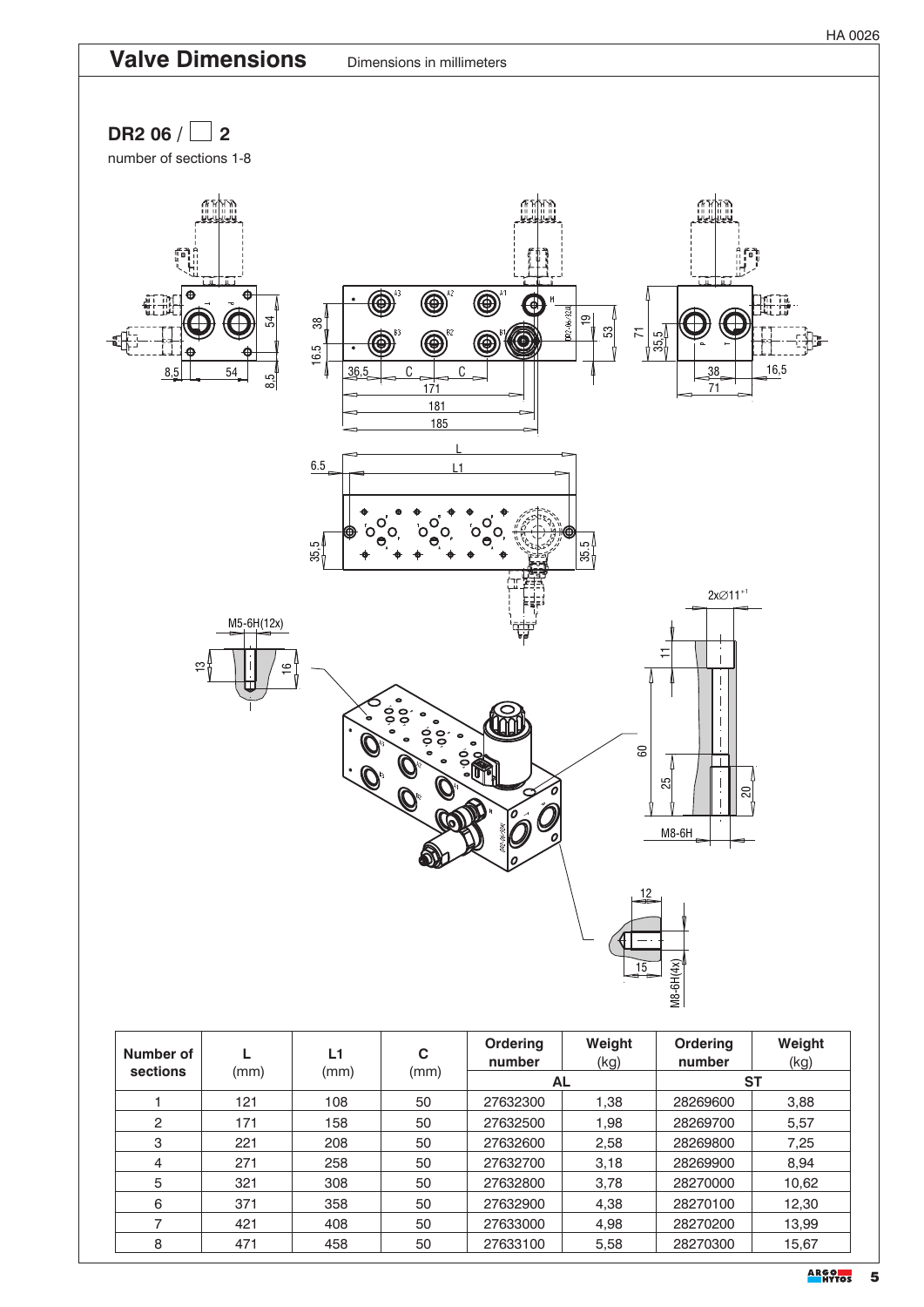# Valve Dimensions

Dimensions in millimeters

## DR2 06 / ☐ 2

number of sections 1-8

| Number of sections | L (mm) | L1 (mm) | C (mm) | Ordering number | Weight (kg) | Ordering number | Weight (kg) |
|---|---|---|---|---|---|---|---|
| | | | | AL | | ST | |
| 1 | 121 | 108 | 50 | 27632300 | 1,38 | 28269600 | 3,88 |
| 2 | 171 | 158 | 50 | 27632500 | 1,98 | 28269700 | 5,57 |
| 3 | 221 | 208 | 50 | 27632600 | 2,58 | 28269800 | 7,25 |
| 4 | 271 | 258 | 50 | 27632700 | 3,18 | 28269900 | 8,94 |
| 5 | 321 | 308 | 50 | 27632800 | 3,78 | 28270000 | 10,62 |
| 6 | 371 | 358 | 50 | 27632900 | 4,38 | 28270100 | 12,30 |
| 7 | 421 | 408 | 50 | 27633000 | 4,98 | 28270200 | 13,99 |
| 8 | 471 | 458 | 50 | 27633100 | 5,58 | 28270300 | 15,67 |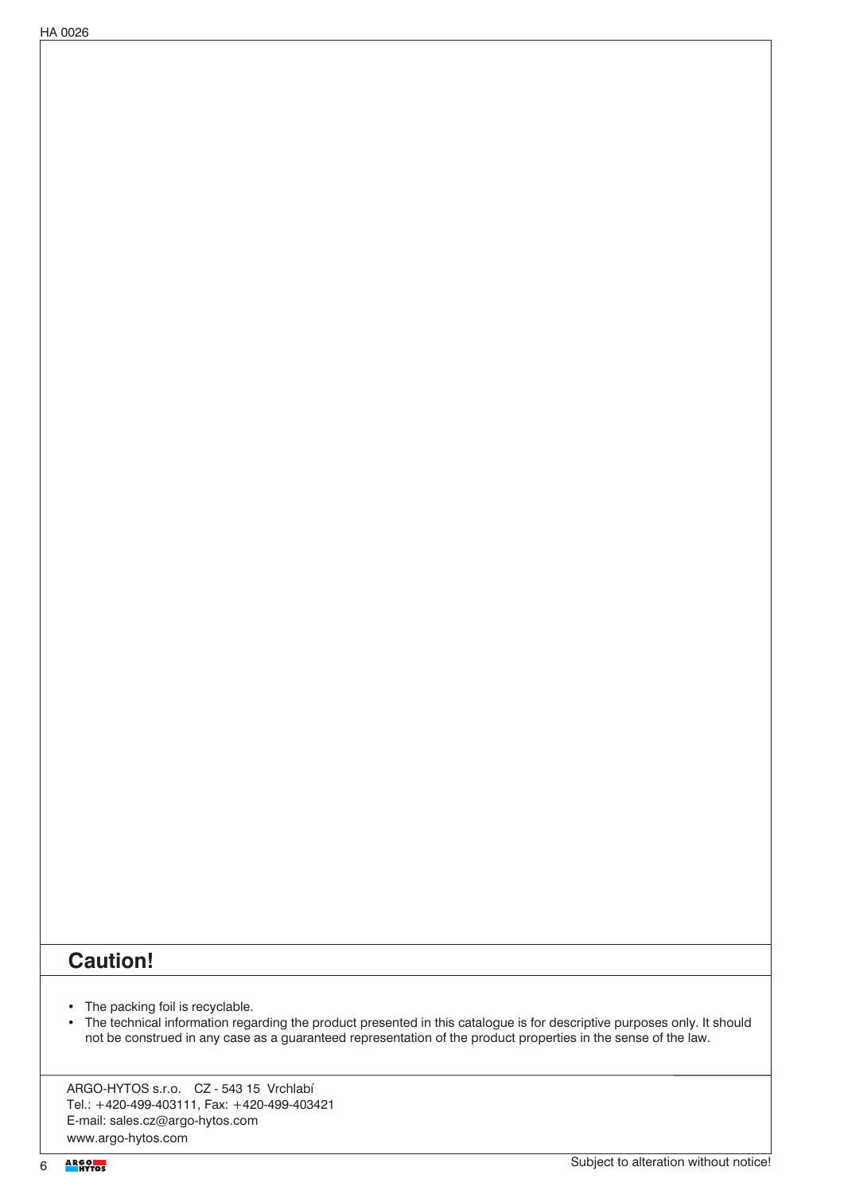## Caution!

- The packing foil is recyclable.
- The technical information regarding the product presented in this catalogue is for descriptive purposes only. It should not be construed in any case as a guaranteed representation of the product properties in the sense of the law.

ARGO-HYTOS s.r.o.    CZ - 543 15  Vrchlabí
Tel.: +420-499-403111, Fax: +420-499-403421
E-mail: sales.cz@argo-hytos.com
www.argo-hytos.com

Subject to alteration without notice!